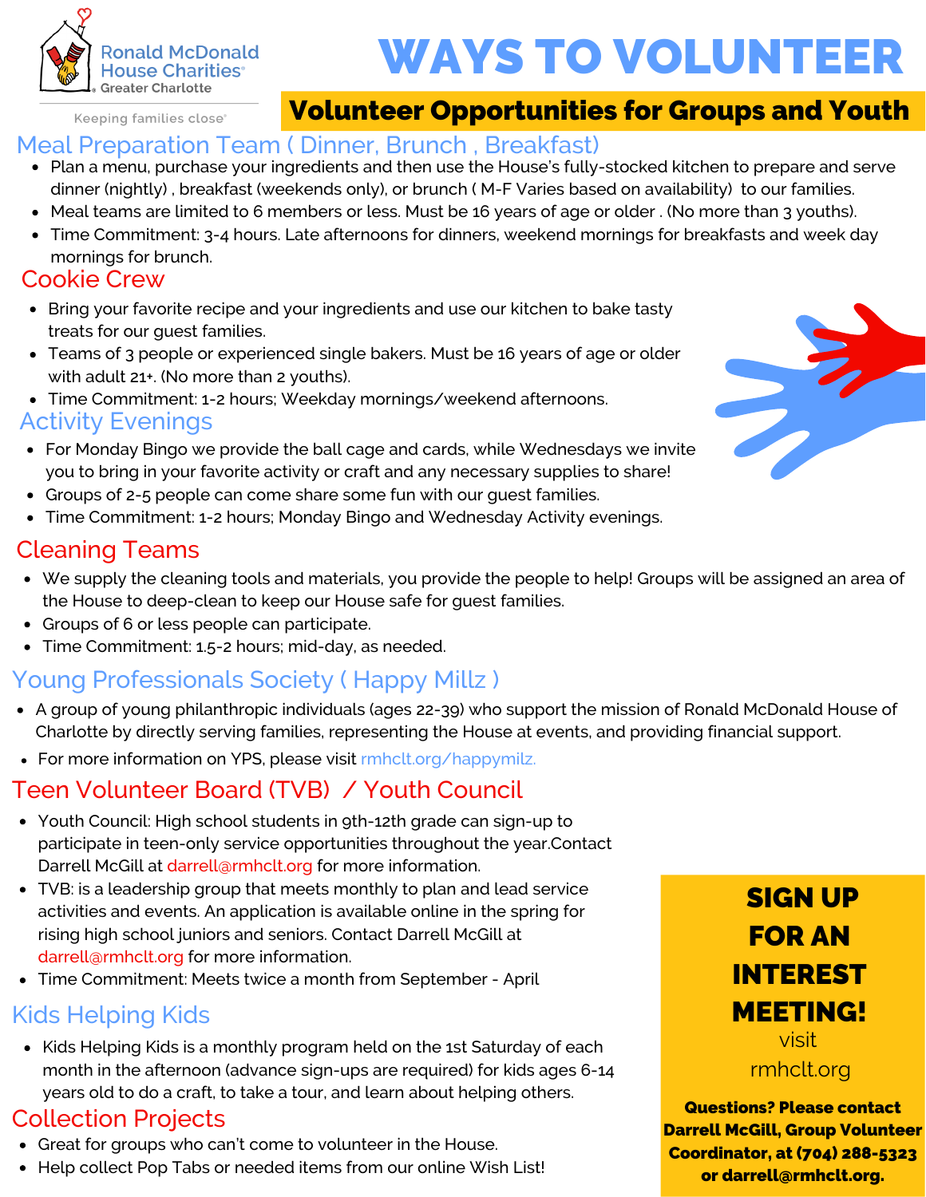Ronald McDonald House Charities® Greater Charlotte

Keeping families close®

# WAYS TO VOLUNTEER

## Volunteer Opportunities for Groups and Youth

### Meal Preparation Team ( Dinner, Brunch , Breakfast)

- Plan a menu, purchase your ingredients and then use the House's fully-stocked kitchen to prepare and serve dinner (nightly) , breakfast (weekends only), or brunch ( M-F Varies based on availability) to our families.
- Meal teams are limited to 6 members or less. Must be 16 years of age or older . (No more than 3 youths).
- Time Commitment: 3-4 hours. Late afternoons for dinners, weekend mornings for breakfasts and week day mornings for brunch.

### Cookie Crew

- Bring your favorite recipe and your ingredients and use our kitchen to bake tasty treats for our guest families.
- Teams of 3 people or experienced single bakers. Must be 16 years of age or older with adult 21+. (No more than 2 youths).
- Time Commitment: 1-2 hours; Weekday mornings/weekend afternoons.

### Activity Evenings

- For Monday Bingo we provide the ball cage and cards, while Wednesdays we invite you to bring in your favorite activity or craft and any necessary supplies to share!
- Groups of 2-5 people can come share some fun with our guest families.
- Time Commitment: 1-2 hours; Monday Bingo and Wednesday Activity evenings.

### Cleaning Teams

- We supply the cleaning tools and materials, you provide the people to help! Groups will be assigned an area of the House to deep-clean to keep our House safe for guest families.
- Groups of 6 or less people can participate.
- Time Commitment: 1.5-2 hours; mid-day, as needed.

### Young Professionals Society ( Happy Millz )

- A group of young philanthropic individuals (ages 22-39) who support the mission of Ronald McDonald House of Charlotte by directly serving families, representing the House at events, and providing financial support.
- For more information on YPS, please visit rmhclt.org/happymilz.

### Teen Volunteer Board (TVB) / Youth Council

- Youth Council: High school students in 9th-12th grade can sign-up to participate in teen-only service opportunities throughout the year.Contact Darrell McGill at darrell@rmhclt.org for more information.
- TVB: is a leadership group that meets monthly to plan and lead service activities and events. An application is available online in the spring for rising high school juniors and seniors. Contact Darrell McGill at darrell@rmhclt.org for more information.
- Time Commitment: Meets twice a month from September - April

### Kids Helping Kids

- Kids Helping Kids is a monthly program held on the 1st Saturday of each month in the afternoon (advance sign-ups are required) for kids ages 6-14 years old to do a craft, to take a tour, and learn about helping others.

### Collection Projects

- Great for groups who can't come to volunteer in the House.
- Help collect Pop Tabs or needed items from our online Wish List!

**SIGN UP FOR AN INTEREST MEETING!**

visit rmhclt.org

**Questions? Please contact Darrell McGill, Group Volunteer Coordinator, at (704) 288-5323 or darrell@rmhclt.org.**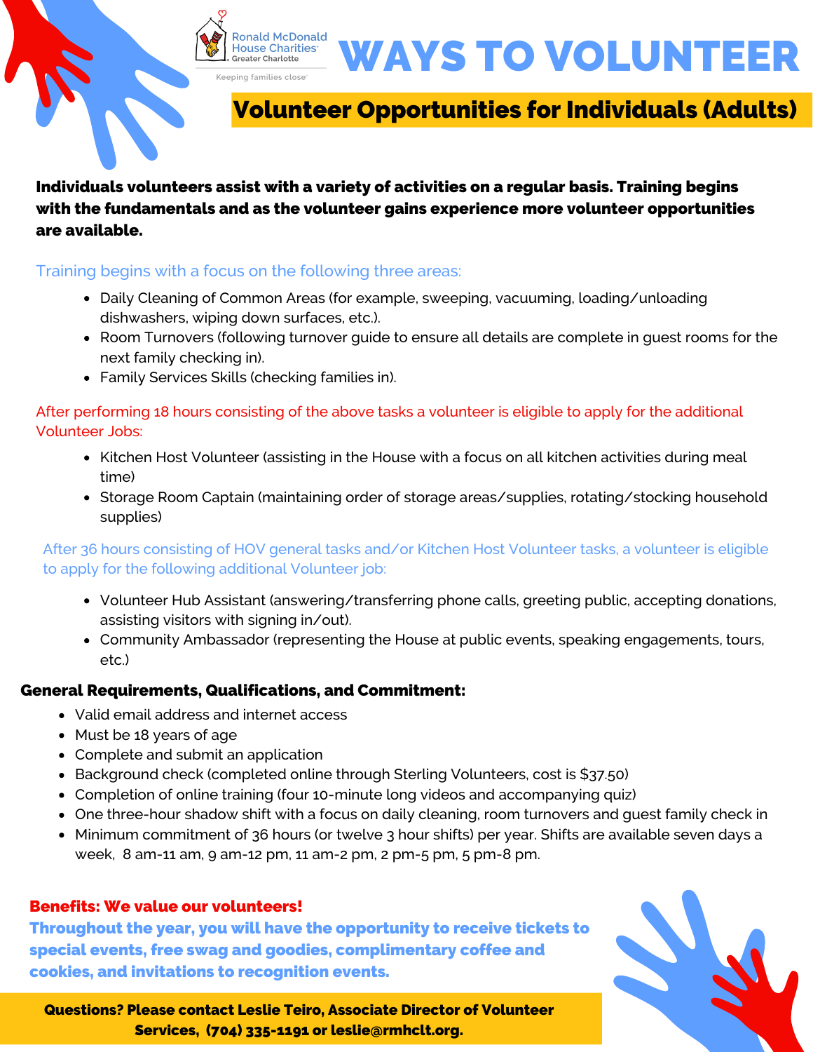Ronald McDonald House Charities Greater Charlotte

Keeping families close

# WAYS TO VOLUNTEER

## Volunteer Opportunities for Individuals (Adults)

**Individuals volunteers assist with a variety of activities on a regular basis. Training begins with the fundamentals and as the volunteer gains experience more volunteer opportunities are available.**

Training begins with a focus on the following three areas:

- Daily Cleaning of Common Areas (for example, sweeping, vacuuming, loading/unloading dishwashers, wiping down surfaces, etc.).
- Room Turnovers (following turnover guide to ensure all details are complete in guest rooms for the next family checking in).
- Family Services Skills (checking families in).

After performing 18 hours consisting of the above tasks a volunteer is eligible to apply for the additional Volunteer Jobs:

- Kitchen Host Volunteer (assisting in the House with a focus on all kitchen activities during meal time)
- Storage Room Captain (maintaining order of storage areas/supplies, rotating/stocking household supplies)

After 36 hours consisting of HOV general tasks and/or Kitchen Host Volunteer tasks, a volunteer is eligible to apply for the following additional Volunteer job:

- Volunteer Hub Assistant (answering/transferring phone calls, greeting public, accepting donations, assisting visitors with signing in/out).
- Community Ambassador (representing the House at public events, speaking engagements, tours, etc.)

### General Requirements, Qualifications, and Commitment:

- Valid email address and internet access
- Must be 18 years of age
- Complete and submit an application
- Background check (completed online through Sterling Volunteers, cost is $37.50)
- Completion of online training (four 10-minute long videos and accompanying quiz)
- One three-hour shadow shift with a focus on daily cleaning, room turnovers and guest family check in
- Minimum commitment of 36 hours (or twelve 3 hour shifts) per year. Shifts are available seven days a week, 8 am-11 am, 9 am-12 pm, 11 am-2 pm, 2 pm-5 pm, 5 pm-8 pm.

**Benefits: We value our volunteers!**

**Throughout the year, you will have the opportunity to receive tickets to special events, free swag and goodies, complimentary coffee and cookies, and invitations to recognition events.**

**Questions? Please contact Leslie Teiro, Associate Director of Volunteer Services, (704) 335-1191 or leslie@rmhclt.org.**